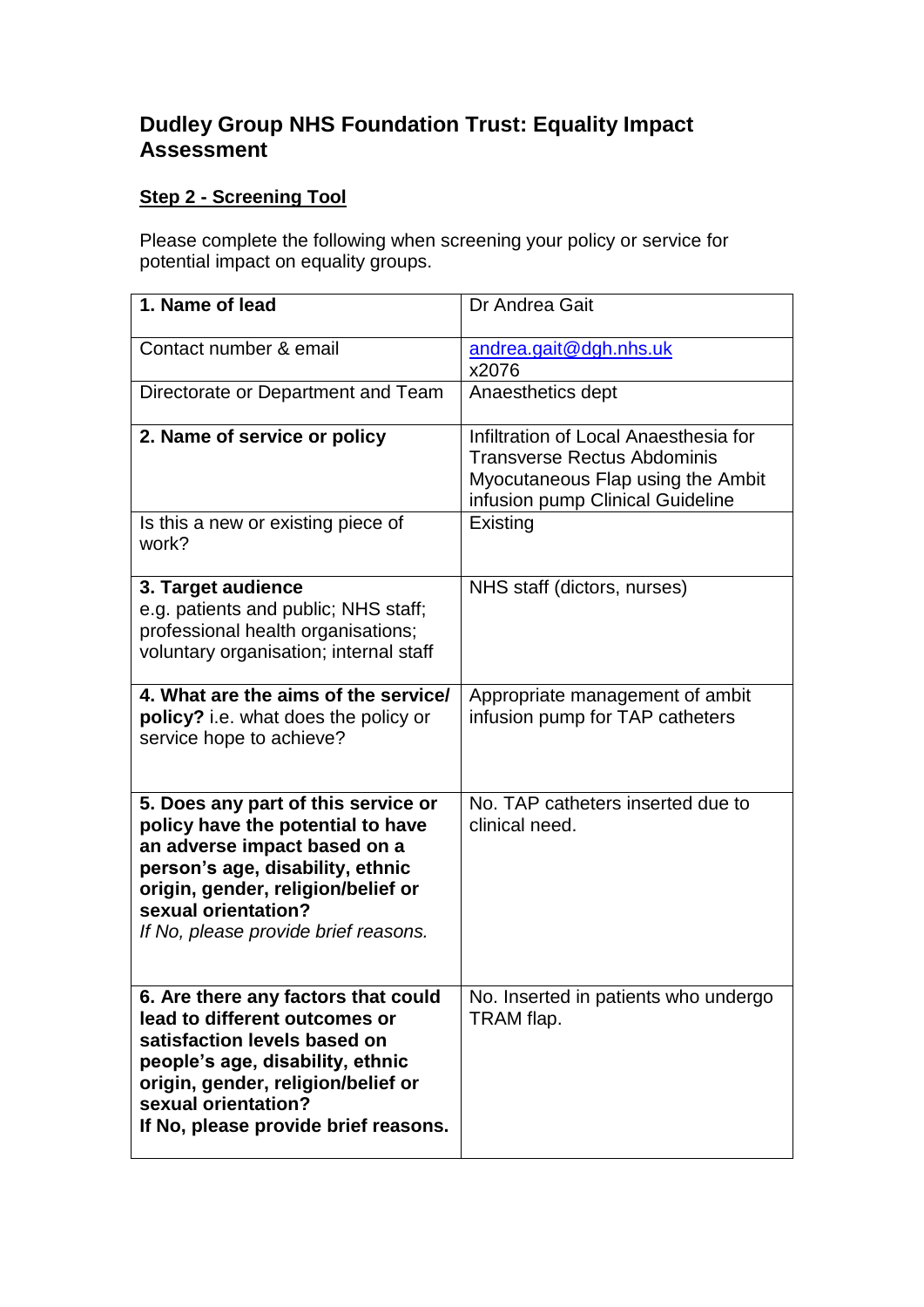# Dudley Group NHS Foundation Trust: Equality Impact Assessment

## Step 2 - Screening Tool

Please complete the following when screening your policy or service for potential impact on equality groups.

| | |
|---|---|
| **1. Name of lead** | Dr Andrea Gait |
| Contact number & email | andrea.gait@dgh.nhs.uk x2076 |
| Directorate or Department and Team | Anaesthetics dept |
| **2. Name of service or policy** | Infiltration of Local Anaesthesia for Transverse Rectus Abdominis Myocutaneous Flap using the Ambit infusion pump Clinical Guideline |
| Is this a new or existing piece of work? | Existing |
| **3. Target audience** e.g. patients and public; NHS staff; professional health organisations; voluntary organisation; internal staff | NHS staff (dictors, nurses) |
| **4. What are the aims of the service/ policy?** i.e. what does the policy or service hope to achieve? | Appropriate management of ambit infusion pump for TAP catheters |
| **5. Does any part of this service or policy have the potential to have an adverse impact based on a person's age, disability, ethnic origin, gender, religion/belief or sexual orientation?** *If No, please provide brief reasons.* | No. TAP catheters inserted due to clinical need. |
| **6. Are there any factors that could lead to different outcomes or satisfaction levels based on people's age, disability, ethnic origin, gender, religion/belief or sexual orientation? If No, please provide brief reasons.** | No. Inserted in patients who undergo TRAM flap. |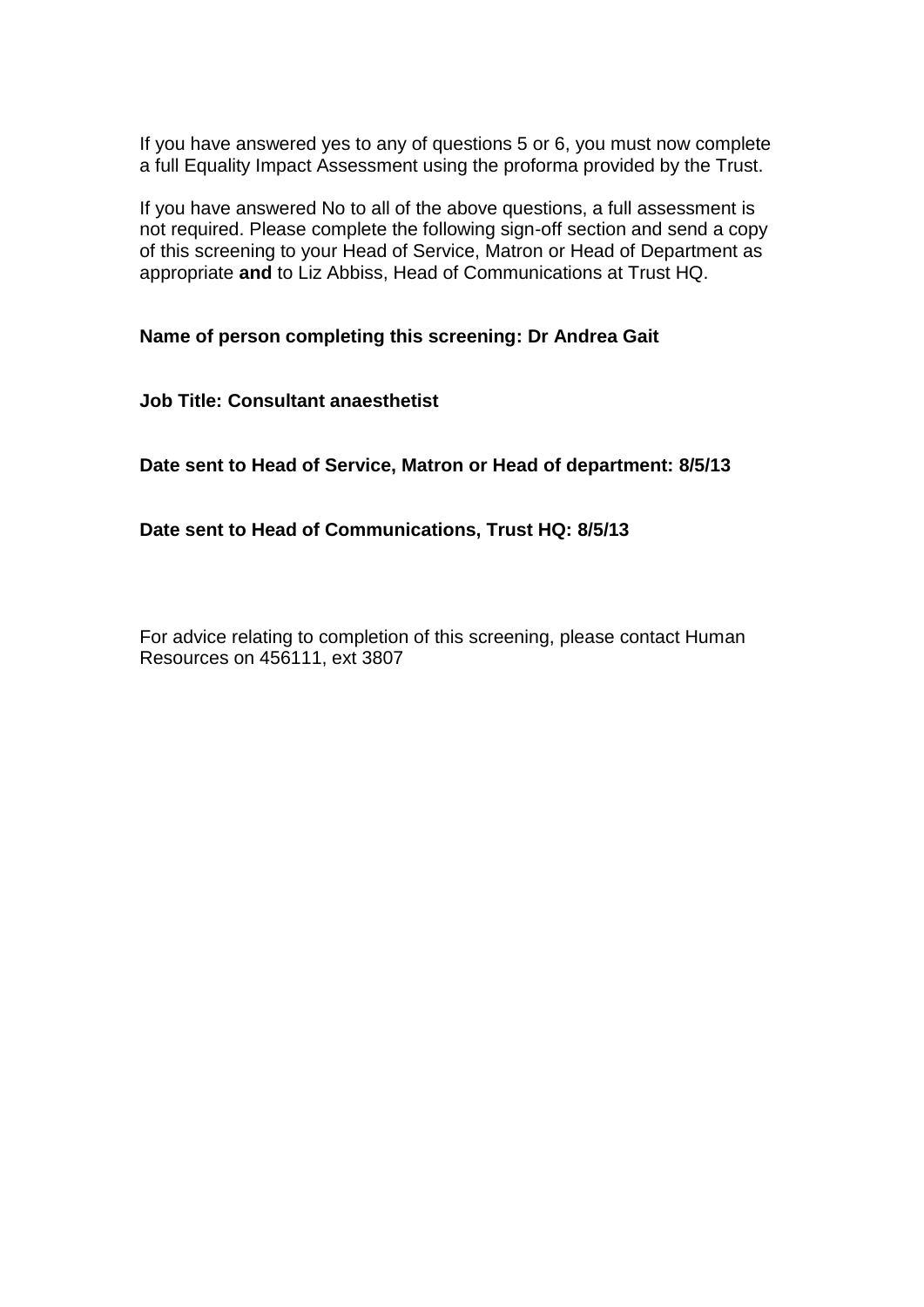If you have answered yes to any of questions 5 or 6, you must now complete a full Equality Impact Assessment using the proforma provided by the Trust.

If you have answered No to all of the above questions, a full assessment is not required. Please complete the following sign-off section and send a copy of this screening to your Head of Service, Matron or Head of Department as appropriate **and** to Liz Abbiss, Head of Communications at Trust HQ.

**Name of person completing this screening: Dr Andrea Gait**

**Job Title: Consultant anaesthetist**

**Date sent to Head of Service, Matron or Head of department: 8/5/13**

**Date sent to Head of Communications, Trust HQ: 8/5/13**

For advice relating to completion of this screening, please contact Human Resources on 456111, ext 3807